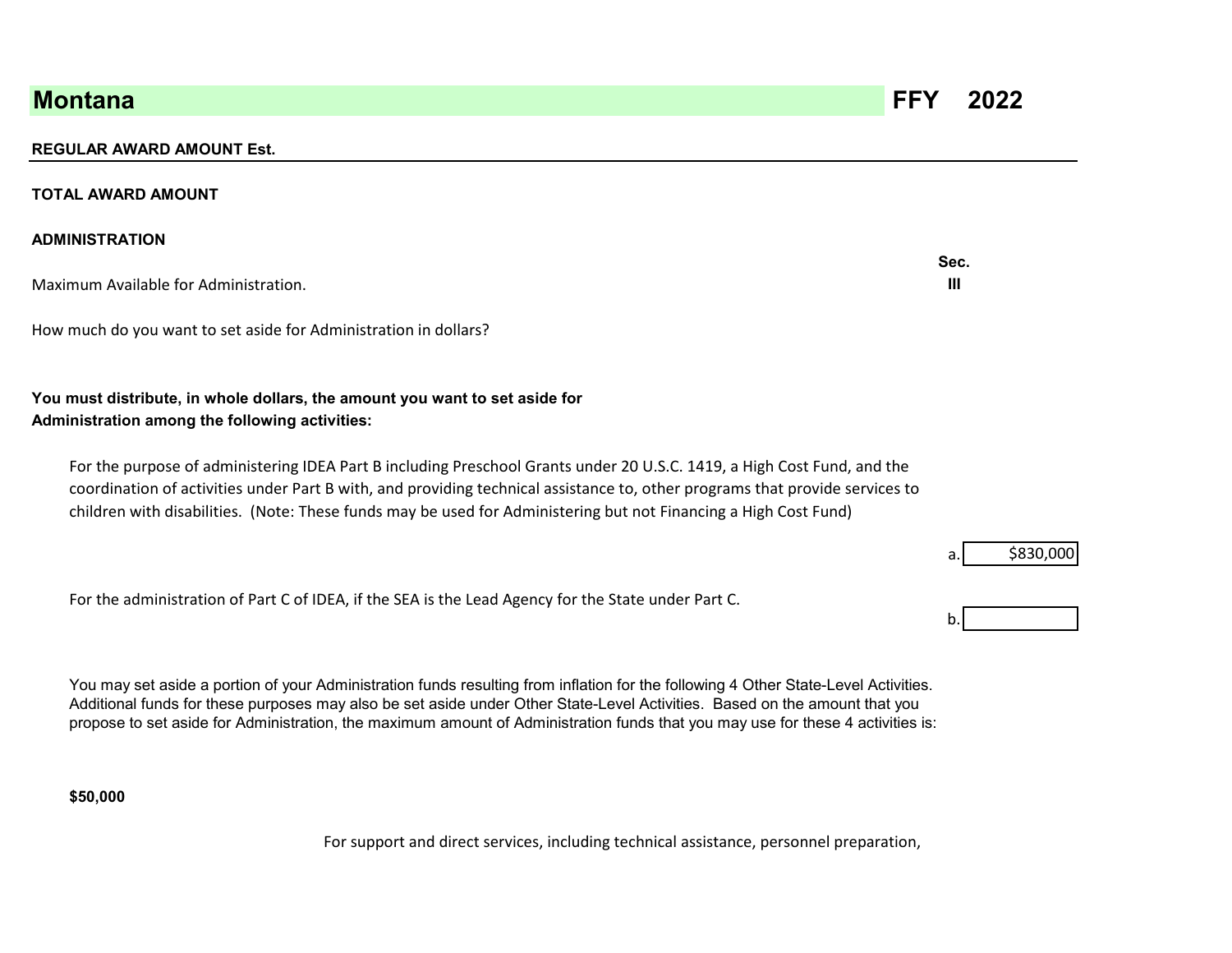## Montana — FFY 2022

**REGULAR AWARD AMOUNT Est.**

**TOTAL AWARD AMOUNT**

**ADMINISTRATION**

Maximum Available for Administration. **Sec. III**

How much do you want to set aside for Administration in dollars?

**You must distribute, in whole dollars, the amount you want to set aside for Administration among the following activities:**

For the purpose of administering IDEA Part B including Preschool Grants under 20 U.S.C. 1419, a High Cost Fund, and the coordination of activities under Part B with, and providing technical assistance to, other programs that provide services to children with disabilities. (Note: These funds may be used for Administering but not Financing a High Cost Fund)

a. $830,000

For the administration of Part C of IDEA, if the SEA is the Lead Agency for the State under Part C.

b.

You may set aside a portion of your Administration funds resulting from inflation for the following 4 Other State-Level Activities. Additional funds for these purposes may also be set aside under Other State-Level Activities. Based on the amount that you propose to set aside for Administration, the maximum amount of Administration funds that you may use for these 4 activities is:

**$50,000**

For support and direct services, including technical assistance, personnel preparation,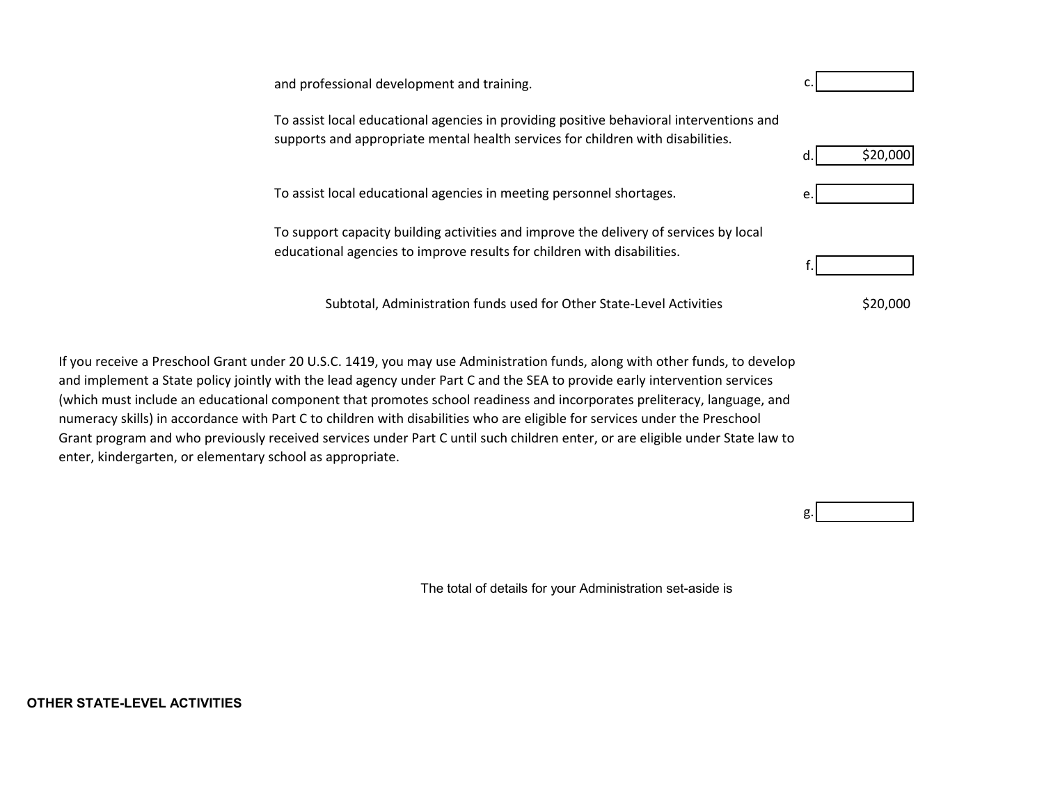| | | |
|---|---|---|
| and professional development and training. | c. | |
| To assist local educational agencies in providing positive behavioral interventions and supports and appropriate mental health services for children with disabilities. | d. | $20,000 |
| To assist local educational agencies in meeting personnel shortages. | e. | |
| To support capacity building activities and improve the delivery of services by local educational agencies to improve results for children with disabilities. | f. | |
| Subtotal, Administration funds used for Other State-Level Activities | | $20,000 |

If you receive a Preschool Grant under 20 U.S.C. 1419, you may use Administration funds, along with other funds, to develop and implement a State policy jointly with the lead agency under Part C and the SEA to provide early intervention services (which must include an educational component that promotes school readiness and incorporates preliteracy, language, and numeracy skills) in accordance with Part C to children with disabilities who are eligible for services under the Preschool Grant program and who previously received services under Part C until such children enter, or are eligible under State law to enter, kindergarten, or elementary school as appropriate.

| | |
|---|---|
| g. | |

The total of details for your Administration set-aside is

**OTHER STATE-LEVEL ACTIVITIES**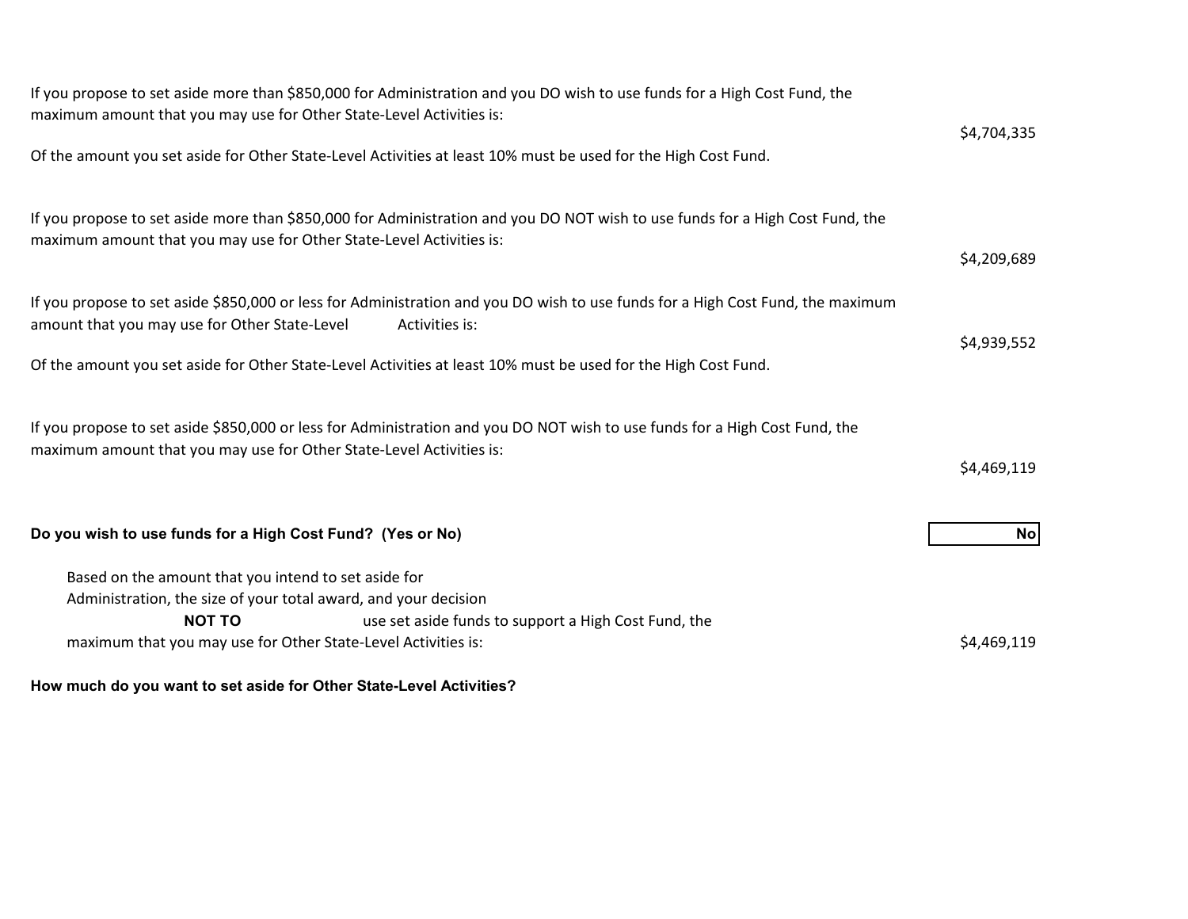If you propose to set aside more than $850,000 for Administration and you DO wish to use funds for a High Cost Fund, the maximum amount that you may use for Other State-Level Activities is: $4,704,335

Of the amount you set aside for Other State-Level Activities at least 10% must be used for the High Cost Fund.

If you propose to set aside more than $850,000 for Administration and you DO NOT wish to use funds for a High Cost Fund, the maximum amount that you may use for Other State-Level Activities is: $4,209,689

If you propose to set aside $850,000 or less for Administration and you DO wish to use funds for a High Cost Fund, the maximum amount that you may use for Other State-Level Activities is: $4,939,552

Of the amount you set aside for Other State-Level Activities at least 10% must be used for the High Cost Fund.

If you propose to set aside $850,000 or less for Administration and you DO NOT wish to use funds for a High Cost Fund, the maximum amount that you may use for Other State-Level Activities is: $4,469,119

**Do you wish to use funds for a High Cost Fund? (Yes or No)** **No**

Based on the amount that you intend to set aside for Administration, the size of your total award, and your decision **NOT TO** use set aside funds to support a High Cost Fund, the maximum that you may use for Other State-Level Activities is: $4,469,119

**How much do you want to set aside for Other State-Level Activities?**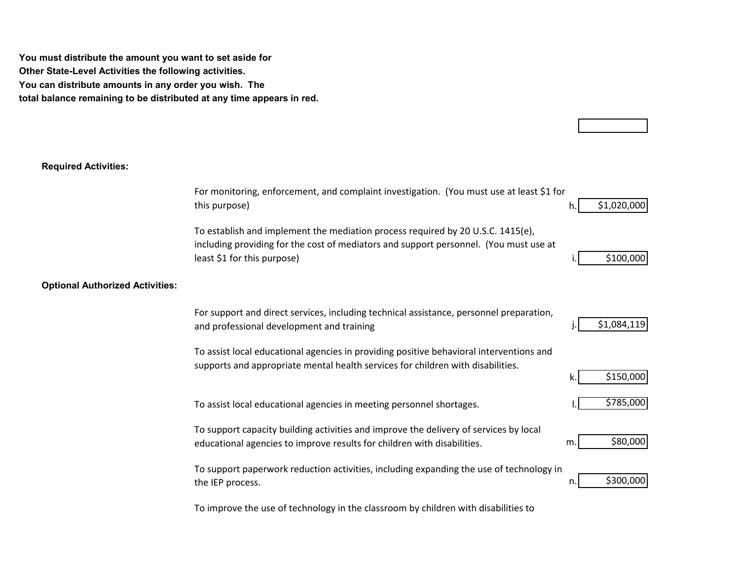**You must distribute the amount you want to set aside for Other State-Level Activities the following activities. You can distribute amounts in any order you wish. The total balance remaining to be distributed at any time appears in red.**

**Required Activities:**

| Activity | | Amount |
|---|---|---|
| For monitoring, enforcement, and complaint investigation. (You must use at least $1 for this purpose) | h. | $1,020,000 |
| To establish and implement the mediation process required by 20 U.S.C. 1415(e), including providing for the cost of mediators and support personnel. (You must use at least $1 for this purpose) | i. | $100,000 |

**Optional Authorized Activities:**

| Activity | | Amount |
|---|---|---|
| For support and direct services, including technical assistance, personnel preparation, and professional development and training | j. | $1,084,119 |
| To assist local educational agencies in providing positive behavioral interventions and supports and appropriate mental health services for children with disabilities. | k. | $150,000 |
| To assist local educational agencies in meeting personnel shortages. | l. | $785,000 |
| To support capacity building activities and improve the delivery of services by local educational agencies to improve results for children with disabilities. | m. | $80,000 |
| To support paperwork reduction activities, including expanding the use of technology in the IEP process. | n. | $300,000 |

To improve the use of technology in the classroom by children with disabilities to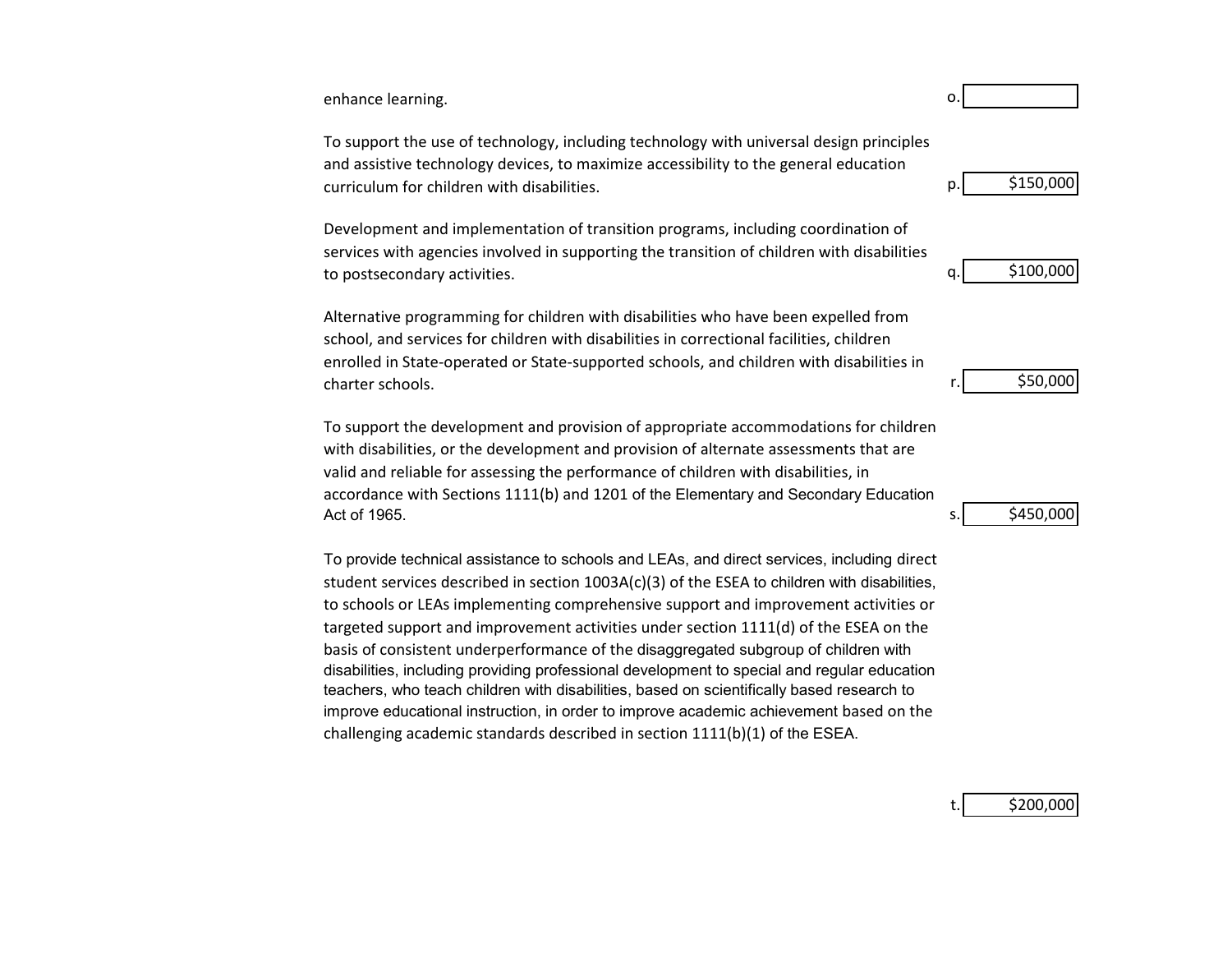| Description | Item | Amount |
| --- | --- | --- |
| enhance learning. | o. | |
| To support the use of technology, including technology with universal design principles and assistive technology devices, to maximize accessibility to the general education curriculum for children with disabilities. | p. | $150,000 |
| Development and implementation of transition programs, including coordination of services with agencies involved in supporting the transition of children with disabilities to postsecondary activities. | q. | $100,000 |
| Alternative programming for children with disabilities who have been expelled from school, and services for children with disabilities in correctional facilities, children enrolled in State-operated or State-supported schools, and children with disabilities in charter schools. | r. | $50,000 |
| To support the development and provision of appropriate accommodations for children with disabilities, or the development and provision of alternate assessments that are valid and reliable for assessing the performance of children with disabilities, in accordance with Sections 1111(b) and 1201 of the Elementary and Secondary Education Act of 1965. | s. | $450,000 |
| To provide technical assistance to schools and LEAs, and direct services, including direct student services described in section 1003A(c)(3) of the ESEA to children with disabilities, to schools or LEAs implementing comprehensive support and improvement activities or targeted support and improvement activities under section 1111(d) of the ESEA on the basis of consistent underperformance of the disaggregated subgroup of children with disabilities, including providing professional development to special and regular education teachers, who teach children with disabilities, based on scientifically based research to improve educational instruction, in order to improve academic achievement based on the challenging academic standards described in section 1111(b)(1) of the ESEA. | t. | $200,000 |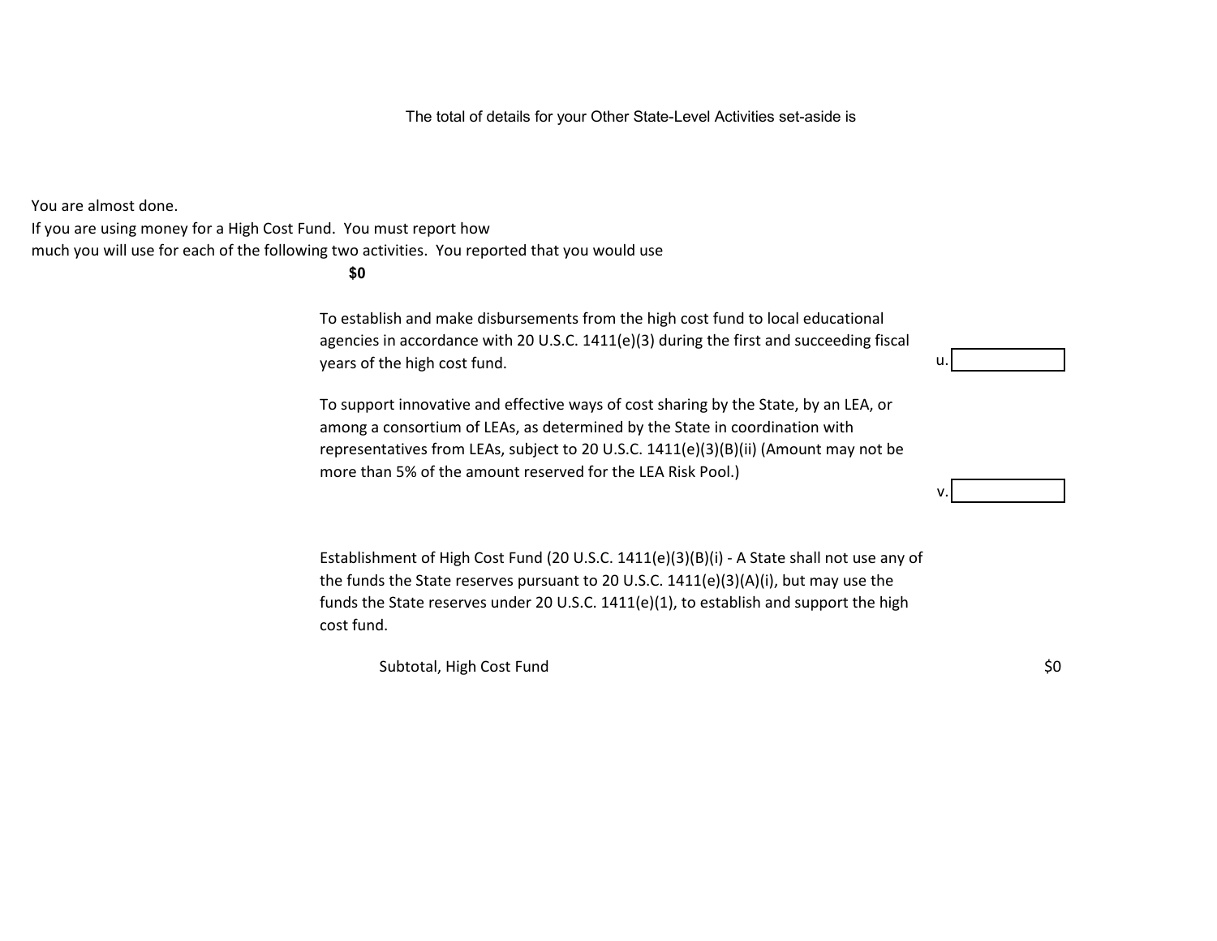The total of details for your Other State-Level Activities set-aside is

You are almost done.
If you are using money for a High Cost Fund. You must report how much you will use for each of the following two activities. You reported that you would use

**$0**

| | | |
|---|---|---|
| To establish and make disbursements from the high cost fund to local educational agencies in accordance with 20 U.S.C. 1411(e)(3) during the first and succeeding fiscal years of the high cost fund. | u. | |
| To support innovative and effective ways of cost sharing by the State, by an LEA, or among a consortium of LEAs, as determined by the State in coordination with representatives from LEAs, subject to 20 U.S.C. 1411(e)(3)(B)(ii) (Amount may not be more than 5% of the amount reserved for the LEA Risk Pool.) | v. | |

Establishment of High Cost Fund (20 U.S.C. 1411(e)(3)(B)(i) - A State shall not use any of the funds the State reserves pursuant to 20 U.S.C. 1411(e)(3)(A)(i), but may use the funds the State reserves under 20 U.S.C. 1411(e)(1), to establish and support the high cost fund.

Subtotal, High Cost Fund $0